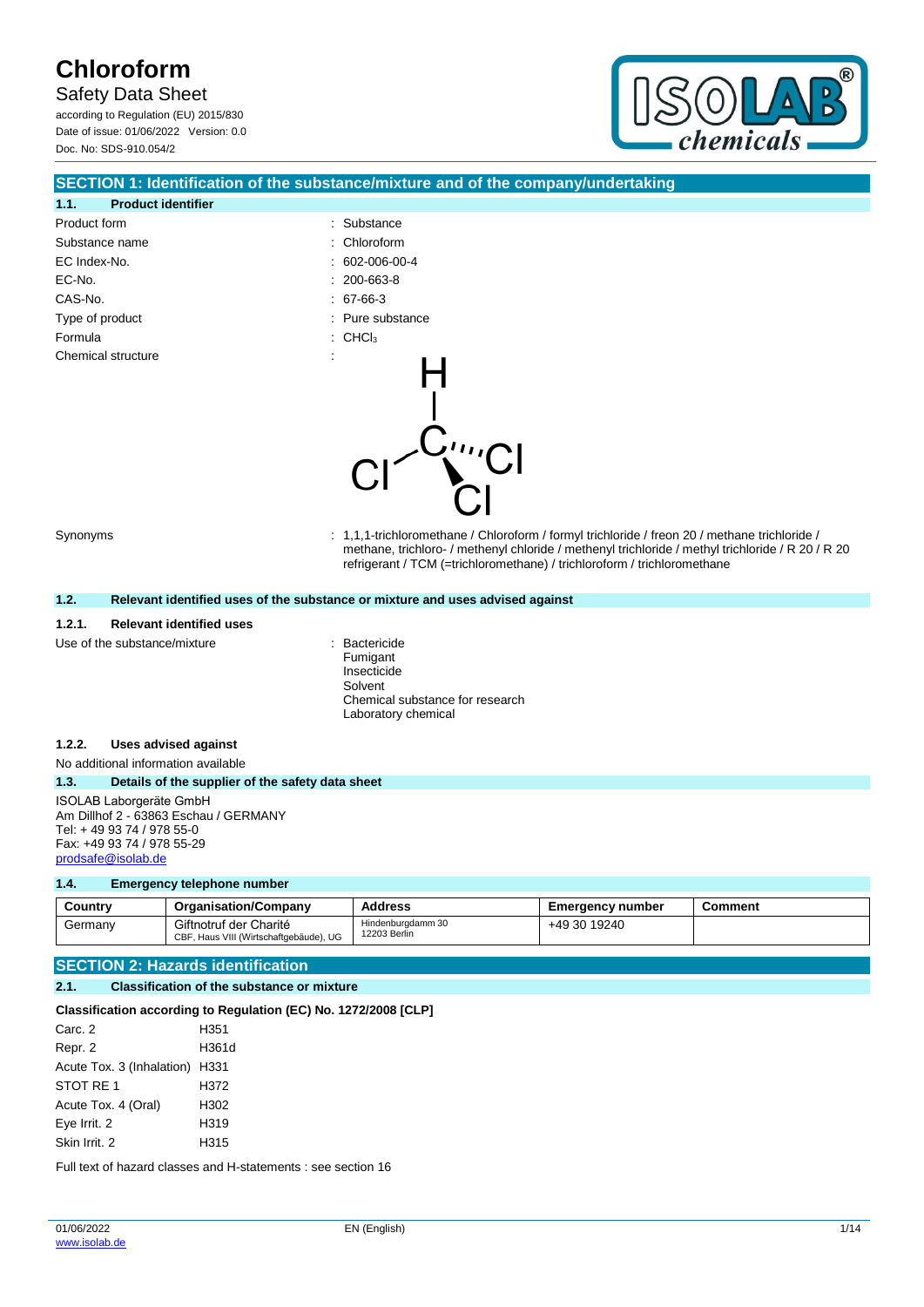# Chloroform

Safety Data Sheet

according to Regulation (EU) 2015/830
Date of issue: 01/06/2022 Version: 0.0
Doc. No: SDS-910.054/2

## SECTION 1: Identification of the substance/mixture and of the company/undertaking

### 1.1. Product identifier

| | |
|---|---|
| Product form | : Substance |
| Substance name | : Chloroform |
| EC Index-No. | : 602-006-00-4 |
| EC-No. | : 200-663-8 |
| CAS-No. | : 67-66-3 |
| Type of product | : Pure substance |
| Formula | : $CHCl_3$ |
| Chemical structure | : |
| Synonyms | : 1,1,1-trichloromethane / Chloroform / formyl trichloride / freon 20 / methane trichloride / methane, trichloro- / methenyl chloride / methenyl trichloride / methyl trichloride / R 20 / R 20 refrigerant / TCM (=trichloromethane) / trichloroform / trichloromethane |

### 1.2. Relevant identified uses of the substance or mixture and uses advised against

#### 1.2.1. Relevant identified uses

Use of the substance/mixture : Bactericide
Fumigant
Insecticide
Solvent
Chemical substance for research
Laboratory chemical

#### 1.2.2. Uses advised against

No additional information available

### 1.3. Details of the supplier of the safety data sheet

ISOLAB Laborgeräte GmbH
Am Dillhof 2 - 63863 Eschau / GERMANY
Tel: + 49 93 74 / 978 55-0
Fax: +49 93 74 / 978 55-29
prodsafe@isolab.de

### 1.4. Emergency telephone number

| Country | Organisation/Company | Address | Emergency number | Comment |
|---|---|---|---|---|
| Germany | Giftnotruf der Charité<br>CBF, Haus VIII (Wirtschaftgebäude), UG | Hindenburgdamm 30<br>12203 Berlin | +49 30 19240 | |

## SECTION 2: Hazards identification

### 2.1. Classification of the substance or mixture

**Classification according to Regulation (EC) No. 1272/2008 [CLP]**

| | |
|---|---|
| Carc. 2 | H351 |
| Repr. 2 | H361d |
| Acute Tox. 3 (Inhalation) | H331 |
| STOT RE 1 | H372 |
| Acute Tox. 4 (Oral) | H302 |
| Eye Irrit. 2 | H319 |
| Skin Irrit. 2 | H315 |

Full text of hazard classes and H-statements : see section 16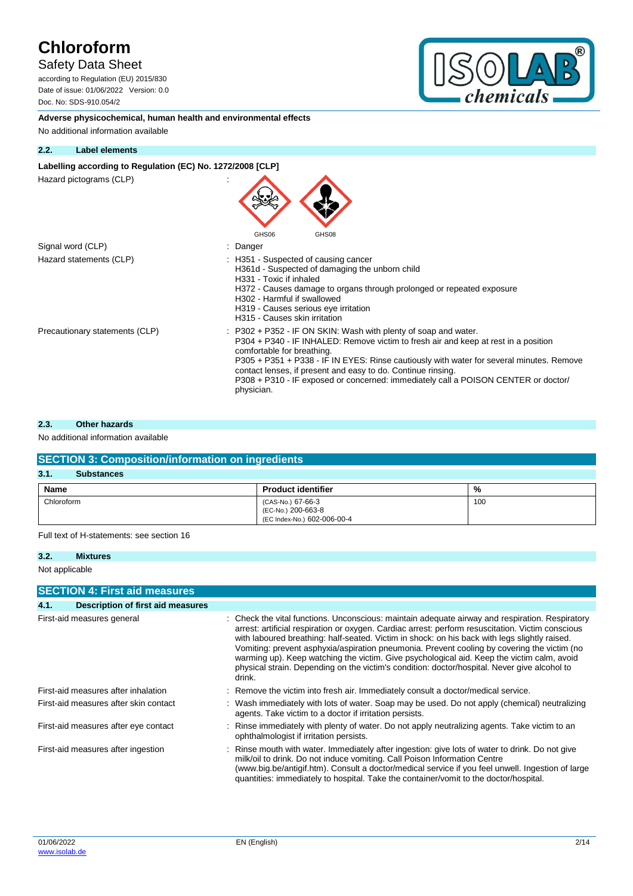**Adverse physicochemical, human health and environmental effects**

No additional information available

### 2.2. Label elements

**Labelling according to Regulation (EC) No. 1272/2008 [CLP]**

Hazard pictograms (CLP) :

GHS06 GHS08

Signal word (CLP) : Danger

Hazard statements (CLP) : H351 - Suspected of causing cancer
H361d - Suspected of damaging the unborn child
H331 - Toxic if inhaled
H372 - Causes damage to organs through prolonged or repeated exposure
H302 - Harmful if swallowed
H319 - Causes serious eye irritation
H315 - Causes skin irritation

Precautionary statements (CLP) : P302 + P352 - IF ON SKIN: Wash with plenty of soap and water.
P304 + P340 - IF INHALED: Remove victim to fresh air and keep at rest in a position comfortable for breathing.
P305 + P351 + P338 - IF IN EYES: Rinse cautiously with water for several minutes. Remove contact lenses, if present and easy to do. Continue rinsing.
P308 + P310 - IF exposed or concerned: immediately call a POISON CENTER or doctor/ physician.

### 2.3. Other hazards

No additional information available

## SECTION 3: Composition/information on ingredients

### 3.1. Substances

| Name | Product identifier | % |
|---|---|---|
| Chloroform | (CAS-No.) 67-66-3<br>(EC-No.) 200-663-8<br>(EC Index-No.) 602-006-00-4 | 100 |

Full text of H-statements: see section 16

### 3.2. Mixtures

Not applicable

## SECTION 4: First aid measures

### 4.1. Description of first aid measures

First-aid measures general : Check the vital functions. Unconscious: maintain adequate airway and respiration. Respiratory arrest: artificial respiration or oxygen. Cardiac arrest: perform resuscitation. Victim conscious with laboured breathing: half-seated. Victim in shock: on his back with legs slightly raised. Vomiting: prevent asphyxia/aspiration pneumonia. Prevent cooling by covering the victim (no warming up). Keep watching the victim. Give psychological aid. Keep the victim calm, avoid physical strain. Depending on the victim's condition: doctor/hospital. Never give alcohol to drink.

First-aid measures after inhalation : Remove the victim into fresh air. Immediately consult a doctor/medical service.

First-aid measures after skin contact : Wash immediately with lots of water. Soap may be used. Do not apply (chemical) neutralizing agents. Take victim to a doctor if irritation persists.

First-aid measures after eye contact : Rinse immediately with plenty of water. Do not apply neutralizing agents. Take victim to an ophthalmologist if irritation persists.

First-aid measures after ingestion : Rinse mouth with water. Immediately after ingestion: give lots of water to drink. Do not give milk/oil to drink. Do not induce vomiting. Call Poison Information Centre (www.big.be/antigif.htm). Consult a doctor/medical service if you feel unwell. Ingestion of large quantities: immediately to hospital. Take the container/vomit to the doctor/hospital.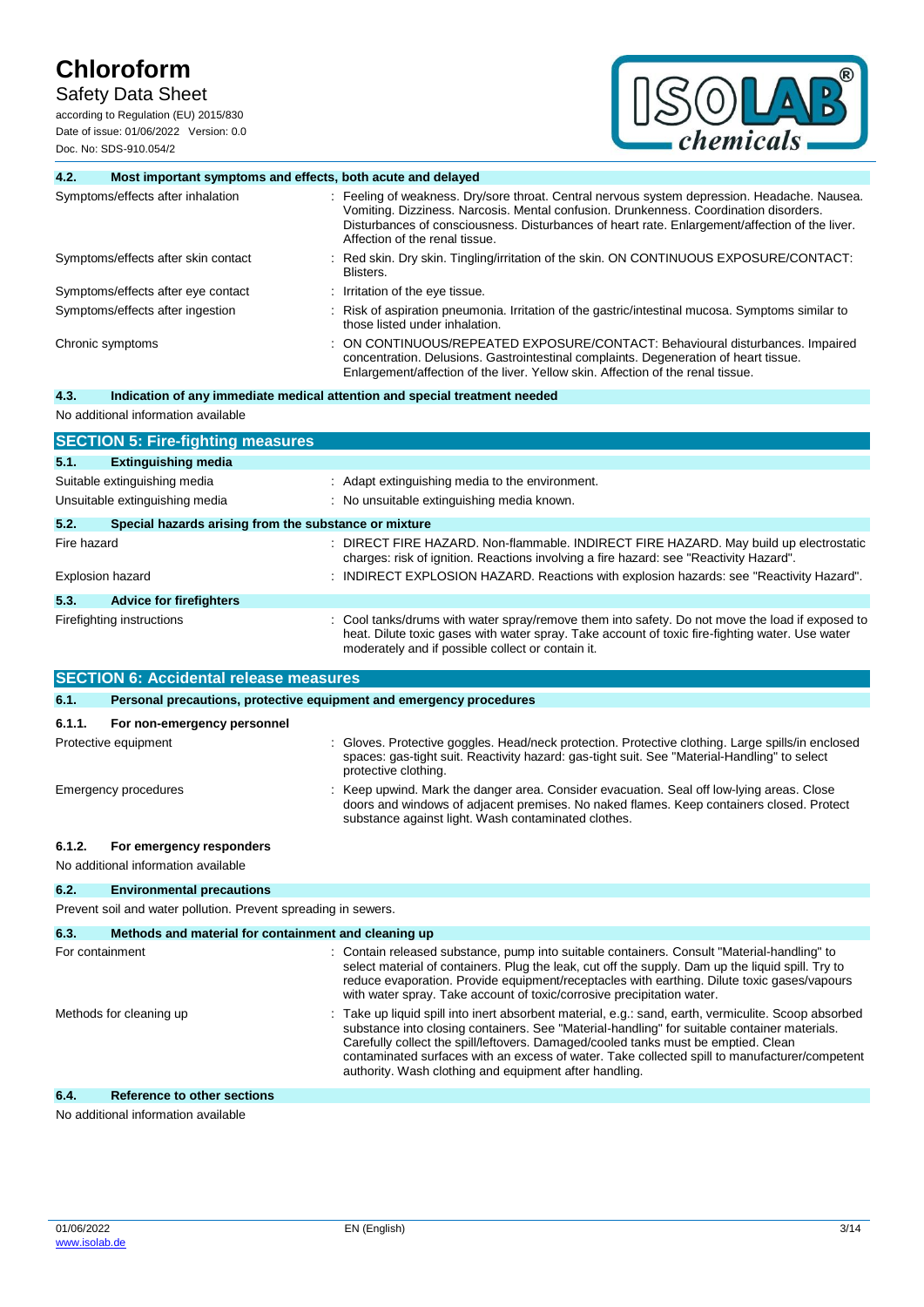### 4.2. Most important symptoms and effects, both acute and delayed

| | |
|---|---|
| Symptoms/effects after inhalation | : Feeling of weakness. Dry/sore throat. Central nervous system depression. Headache. Nausea. Vomiting. Dizziness. Narcosis. Mental confusion. Drunkenness. Coordination disorders. Disturbances of consciousness. Disturbances of heart rate. Enlargement/affection of the liver. Affection of the renal tissue. |
| Symptoms/effects after skin contact | : Red skin. Dry skin. Tingling/irritation of the skin. ON CONTINUOUS EXPOSURE/CONTACT: Blisters. |
| Symptoms/effects after eye contact | : Irritation of the eye tissue. |
| Symptoms/effects after ingestion | : Risk of aspiration pneumonia. Irritation of the gastric/intestinal mucosa. Symptoms similar to those listed under inhalation. |
| Chronic symptoms | : ON CONTINUOUS/REPEATED EXPOSURE/CONTACT: Behavioural disturbances. Impaired concentration. Delusions. Gastrointestinal complaints. Degeneration of heart tissue. Enlargement/affection of the liver. Yellow skin. Affection of the renal tissue. |

### 4.3. Indication of any immediate medical attention and special treatment needed

No additional information available

## SECTION 5: Fire-fighting measures

### 5.1. Extinguishing media

| | |
|---|---|
| Suitable extinguishing media | : Adapt extinguishing media to the environment. |
| Unsuitable extinguishing media | : No unsuitable extinguishing media known. |

### 5.2. Special hazards arising from the substance or mixture

| | |
|---|---|
| Fire hazard | : DIRECT FIRE HAZARD. Non-flammable. INDIRECT FIRE HAZARD. May build up electrostatic charges: risk of ignition. Reactions involving a fire hazard: see "Reactivity Hazard". |
| Explosion hazard | : INDIRECT EXPLOSION HAZARD. Reactions with explosion hazards: see "Reactivity Hazard". |

### 5.3. Advice for firefighters

| | |
|---|---|
| Firefighting instructions | : Cool tanks/drums with water spray/remove them into safety. Do not move the load if exposed to heat. Dilute toxic gases with water spray. Take account of toxic fire-fighting water. Use water moderately and if possible collect or contain it. |

## SECTION 6: Accidental release measures

### 6.1. Personal precautions, protective equipment and emergency procedures

#### 6.1.1. For non-emergency personnel

| | |
|---|---|
| Protective equipment | : Gloves. Protective goggles. Head/neck protection. Protective clothing. Large spills/in enclosed spaces: gas-tight suit. Reactivity hazard: gas-tight suit. See "Material-Handling" to select protective clothing. |
| Emergency procedures | : Keep upwind. Mark the danger area. Consider evacuation. Seal off low-lying areas. Close doors and windows of adjacent premises. No naked flames. Keep containers closed. Protect substance against light. Wash contaminated clothes. |

#### 6.1.2. For emergency responders

No additional information available

### 6.2. Environmental precautions

Prevent soil and water pollution. Prevent spreading in sewers.

### 6.3. Methods and material for containment and cleaning up

| | |
|---|---|
| For containment | : Contain released substance, pump into suitable containers. Consult "Material-handling" to select material of containers. Plug the leak, cut off the supply. Dam up the liquid spill. Try to reduce evaporation. Provide equipment/receptacles with earthing. Dilute toxic gases/vapours with water spray. Take account of toxic/corrosive precipitation water. |
| Methods for cleaning up | : Take up liquid spill into inert absorbent material, e.g.: sand, earth, vermiculite. Scoop absorbed substance into closing containers. See "Material-handling" for suitable container materials. Carefully collect the spill/leftovers. Damaged/cooled tanks must be emptied. Clean contaminated surfaces with an excess of water. Take collected spill to manufacturer/competent authority. Wash clothing and equipment after handling. |

### 6.4. Reference to other sections

No additional information available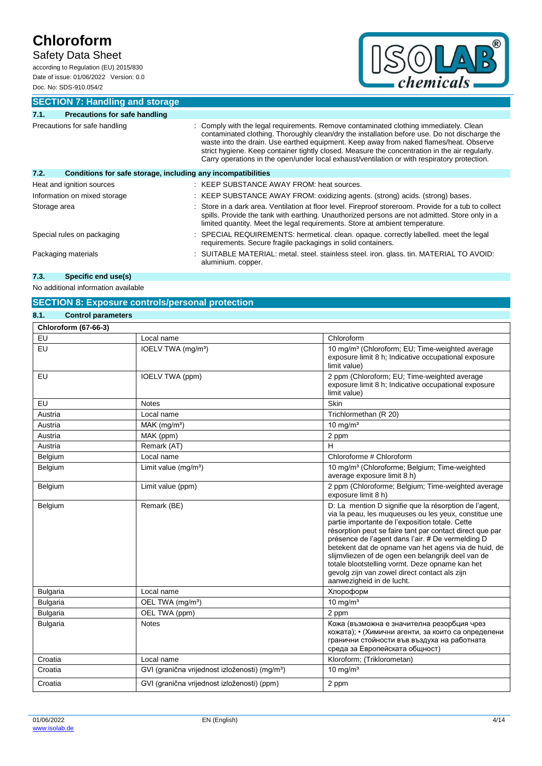## SECTION 7: Handling and storage

### 7.1. Precautions for safe handling

Precautions for safe handling : Comply with the legal requirements. Remove contaminated clothing immediately. Clean contaminated clothing. Thoroughly clean/dry the installation before use. Do not discharge the waste into the drain. Use earthed equipment. Keep away from naked flames/heat. Observe strict hygiene. Keep container tightly closed. Measure the concentration in the air regularly. Carry operations in the open/under local exhaust/ventilation or with respiratory protection.

### 7.2. Conditions for safe storage, including any incompatibilities

Heat and ignition sources : KEEP SUBSTANCE AWAY FROM: heat sources.

Information on mixed storage : KEEP SUBSTANCE AWAY FROM: oxidizing agents. (strong) acids. (strong) bases.

Storage area : Store in a dark area. Ventilation at floor level. Fireproof storeroom. Provide for a tub to collect spills. Provide the tank with earthing. Unauthorized persons are not admitted. Store only in a limited quantity. Meet the legal requirements. Store at ambient temperature.

Special rules on packaging : SPECIAL REQUIREMENTS: hermetical. clean. opaque. correctly labelled. meet the legal requirements. Secure fragile packagings in solid containers.

Packaging materials : SUITABLE MATERIAL: metal. steel. stainless steel. iron. glass. tin. MATERIAL TO AVOID: aluminium. copper.

### 7.3. Specific end use(s)

No additional information available

## SECTION 8: Exposure controls/personal protection

### 8.1. Control parameters

| Chloroform (67-66-3) | | |
|---|---|---|
| EU | Local name | Chloroform |
| EU | IOELV TWA (mg/m³) | 10 mg/m³ (Chloroform; EU; Time-weighted average exposure limit 8 h; Indicative occupational exposure limit value) |
| EU | IOELV TWA (ppm) | 2 ppm (Chloroform; EU; Time-weighted average exposure limit 8 h; Indicative occupational exposure limit value) |
| EU | Notes | Skin |
| Austria | Local name | Trichlormethan (R 20) |
| Austria | MAK (mg/m³) | 10 mg/m³ |
| Austria | MAK (ppm) | 2 ppm |
| Austria | Remark (AT) | H |
| Belgium | Local name | Chloroforme # Chloroform |
| Belgium | Limit value (mg/m³) | 10 mg/m³ (Chloroforme; Belgium; Time-weighted average exposure limit 8 h) |
| Belgium | Limit value (ppm) | 2 ppm (Chloroforme; Belgium; Time-weighted average exposure limit 8 h) |
| Belgium | Remark (BE) | D: La mention D signifie que la résorption de l'agent, via la peau, les muqueuses ou les yeux, constitue une partie importante de l'exposition totale. Cette résorption peut se faire tant par contact direct que par présence de l'agent dans l'air. # De vermelding D betekent dat de opname van het agens via de huid, de slijmvliezen of de ogen een belangrijk deel van de totale blootstelling vormt. Deze opname kan het gevolg zijn van zowel direct contact als zijn aanwezigheid in de lucht. |
| Bulgaria | Local name | Хлороформ |
| Bulgaria | OEL TWA (mg/m³) | 10 mg/m³ |
| Bulgaria | OEL TWA (ppm) | 2 ppm |
| Bulgaria | Notes | Кожа (възможна е значителна резорбция чрез кожата); • (Химични агенти, за които са определени гранични стойности във въздуха на работната среда за Европейската общност) |
| Croatia | Local name | Kloroform; (Triklorometan) |
| Croatia | GVI (granična vrijednost izloženosti) (mg/m³) | 10 mg/m³ |
| Croatia | GVI (granična vrijednost izloženosti) (ppm) | 2 ppm |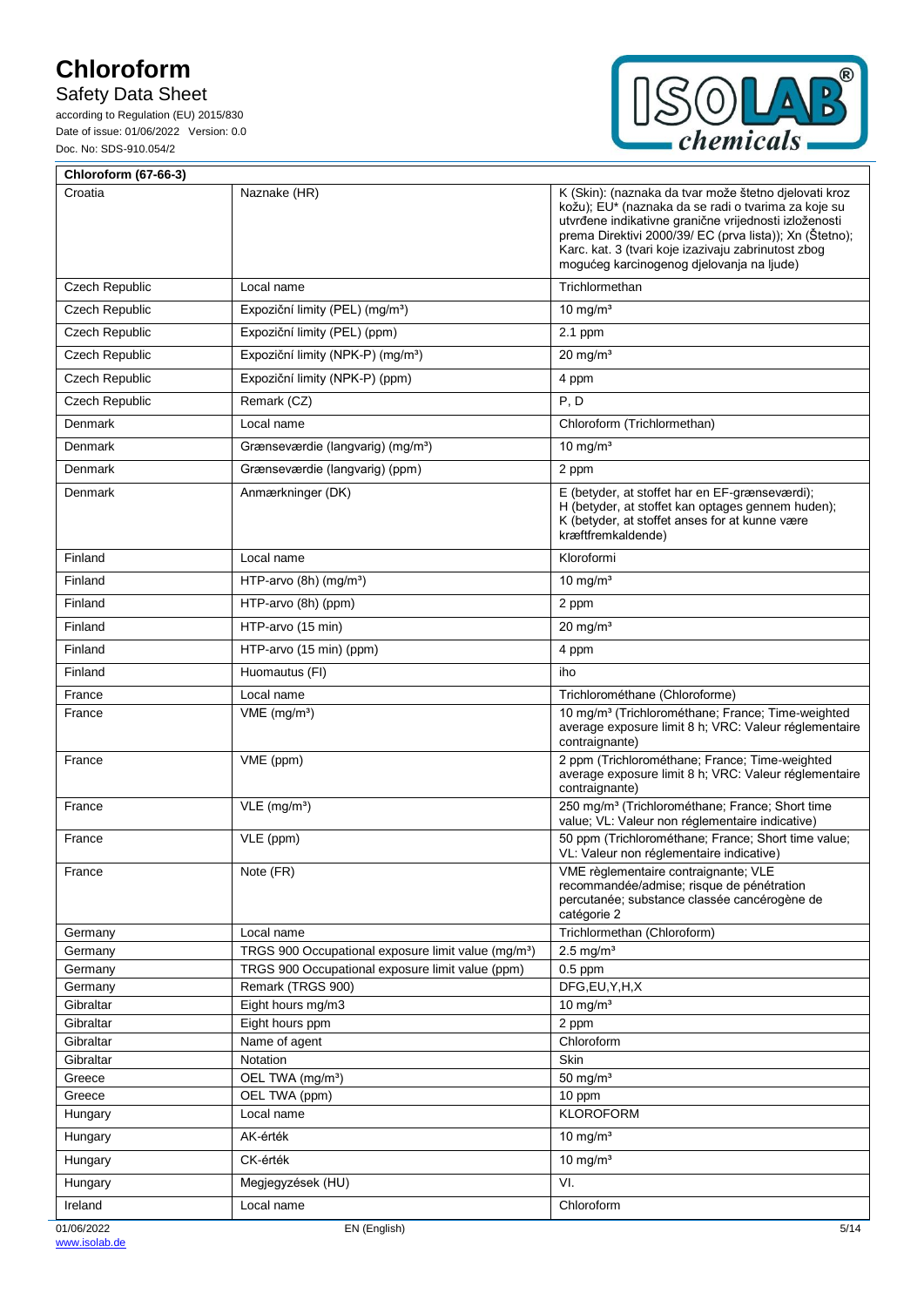| Chloroform (67-66-3) | | |
|---|---|---|
| Croatia | Naznake (HR) | K (Skin): (naznaka da tvar može štetno djelovati kroz kožu); EU* (naznaka da se radi o tvarima za koje su utvrđene indikativne granične vrijednosti izloženosti prema Direktivi 2000/39/ EC (prva lista)); Xn (Štetno); Karc. kat. 3 (tvari koje izazivaju zabrinutost zbog mogućeg karcinogenog djelovanja na ljude) |
| Czech Republic | Local name | Trichlormethan |
| Czech Republic | Expoziční limity (PEL) (mg/m³) | 10 mg/m³ |
| Czech Republic | Expoziční limity (PEL) (ppm) | 2.1 ppm |
| Czech Republic | Expoziční limity (NPK-P) (mg/m³) | 20 mg/m³ |
| Czech Republic | Expoziční limity (NPK-P) (ppm) | 4 ppm |
| Czech Republic | Remark (CZ) | P, D |
| Denmark | Local name | Chloroform (Trichlormethan) |
| Denmark | Grænseværdie (langvarig) (mg/m³) | 10 mg/m³ |
| Denmark | Grænseværdie (langvarig) (ppm) | 2 ppm |
| Denmark | Anmærkninger (DK) | E (betyder, at stoffet har en EF-grænseværdi); H (betyder, at stoffet kan optages gennem huden); K (betyder, at stoffet anses for at kunne være kræftfremkaldende) |
| Finland | Local name | Kloroformi |
| Finland | HTP-arvo (8h) (mg/m³) | 10 mg/m³ |
| Finland | HTP-arvo (8h) (ppm) | 2 ppm |
| Finland | HTP-arvo (15 min) | 20 mg/m³ |
| Finland | HTP-arvo (15 min) (ppm) | 4 ppm |
| Finland | Huomautus (FI) | iho |
| France | Local name | Trichlorométhane (Chloroforme) |
| France | VME (mg/m³) | 10 mg/m³ (Trichlorométhane; France; Time-weighted average exposure limit 8 h; VRC: Valeur réglementaire contraignante) |
| France | VME (ppm) | 2 ppm (Trichlorométhane; France; Time-weighted average exposure limit 8 h; VRC: Valeur réglementaire contraignante) |
| France | VLE (mg/m³) | 250 mg/m³ (Trichlorométhane; France; Short time value; VL: Valeur non réglementaire indicative) |
| France | VLE (ppm) | 50 ppm (Trichlorométhane; France; Short time value; VL: Valeur non réglementaire indicative) |
| France | Note (FR) | VME règlementaire contraignante; VLE recommandée/admise; risque de pénétration percutanée; substance classée cancérogène de catégorie 2 |
| Germany | Local name | Trichlormethan (Chloroform) |
| Germany | TRGS 900 Occupational exposure limit value (mg/m³) | 2.5 mg/m³ |
| Germany | TRGS 900 Occupational exposure limit value (ppm) | 0.5 ppm |
| Germany | Remark (TRGS 900) | DFG,EU,Y,H,X |
| Gibraltar | Eight hours mg/m3 | 10 mg/m³ |
| Gibraltar | Eight hours ppm | 2 ppm |
| Gibraltar | Name of agent | Chloroform |
| Gibraltar | Notation | Skin |
| Greece | OEL TWA (mg/m³) | 50 mg/m³ |
| Greece | OEL TWA (ppm) | 10 ppm |
| Hungary | Local name | KLOROFORM |
| Hungary | AK-érték | 10 mg/m³ |
| Hungary | CK-érték | 10 mg/m³ |
| Hungary | Megjegyzések (HU) | VI. |
| Ireland | Local name | Chloroform |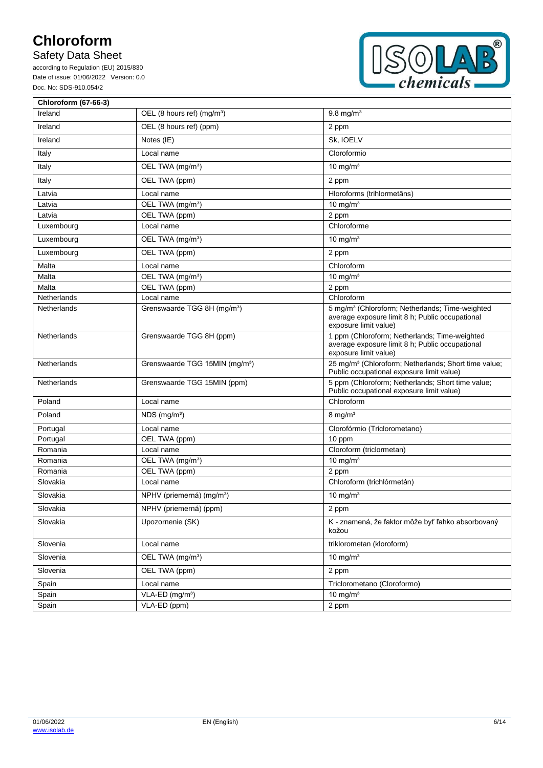| Chloroform (67-66-3) | | |
|---|---|---|
| Ireland | OEL (8 hours ref) (mg/m³) | 9.8 mg/m³ |
| Ireland | OEL (8 hours ref) (ppm) | 2 ppm |
| Ireland | Notes (IE) | Sk, IOELV |
| Italy | Local name | Cloroformio |
| Italy | OEL TWA (mg/m³) | 10 mg/m³ |
| Italy | OEL TWA (ppm) | 2 ppm |
| Latvia | Local name | Hloroforms (trihlormetāns) |
| Latvia | OEL TWA (mg/m³) | 10 mg/m³ |
| Latvia | OEL TWA (ppm) | 2 ppm |
| Luxembourg | Local name | Chloroforme |
| Luxembourg | OEL TWA (mg/m³) | 10 mg/m³ |
| Luxembourg | OEL TWA (ppm) | 2 ppm |
| Malta | Local name | Chloroform |
| Malta | OEL TWA (mg/m³) | 10 mg/m³ |
| Malta | OEL TWA (ppm) | 2 ppm |
| Netherlands | Local name | Chloroform |
| Netherlands | Grenswaarde TGG 8H (mg/m³) | 5 mg/m³ (Chloroform; Netherlands; Time-weighted average exposure limit 8 h; Public occupational exposure limit value) |
| Netherlands | Grenswaarde TGG 8H (ppm) | 1 ppm (Chloroform; Netherlands; Time-weighted average exposure limit 8 h; Public occupational exposure limit value) |
| Netherlands | Grenswaarde TGG 15MIN (mg/m³) | 25 mg/m³ (Chloroform; Netherlands; Short time value; Public occupational exposure limit value) |
| Netherlands | Grenswaarde TGG 15MIN (ppm) | 5 ppm (Chloroform; Netherlands; Short time value; Public occupational exposure limit value) |
| Poland | Local name | Chloroform |
| Poland | NDS (mg/m³) | 8 mg/m³ |
| Portugal | Local name | Clorofórmio (Triclorometano) |
| Portugal | OEL TWA (ppm) | 10 ppm |
| Romania | Local name | Cloroform (triclormetan) |
| Romania | OEL TWA (mg/m³) | 10 mg/m³ |
| Romania | OEL TWA (ppm) | 2 ppm |
| Slovakia | Local name | Chloroform (trichlórmetán) |
| Slovakia | NPHV (priemerná) (mg/m³) | 10 mg/m³ |
| Slovakia | NPHV (priemerná) (ppm) | 2 ppm |
| Slovakia | Upozornenie (SK) | K - znamená, že faktor môže byť ľahko absorbovaný kožou |
| Slovenia | Local name | triklorometan (kloroform) |
| Slovenia | OEL TWA (mg/m³) | 10 mg/m³ |
| Slovenia | OEL TWA (ppm) | 2 ppm |
| Spain | Local name | Triclorometano (Cloroformo) |
| Spain | VLA-ED (mg/m³) | 10 mg/m³ |
| Spain | VLA-ED (ppm) | 2 ppm |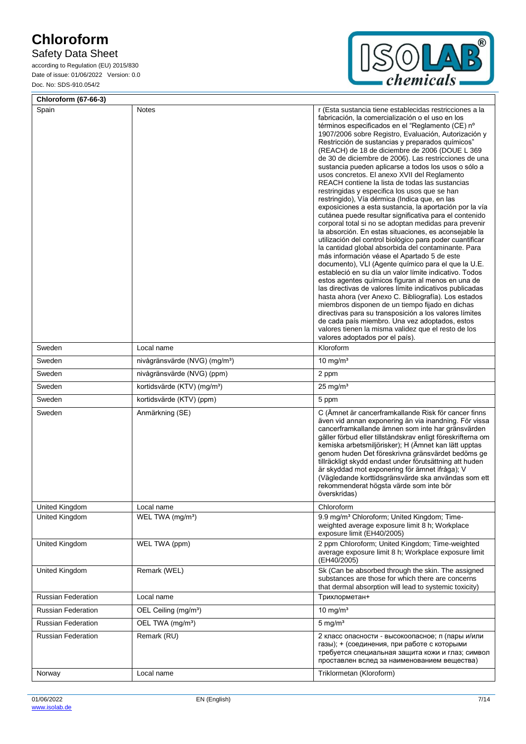| Chloroform (67-66-3) | | |
|---|---|---|
| Spain | Notes | r (Esta sustancia tiene establecidas restricciones a la fabricación, la comercialización o el uso en los términos especificados en el "Reglamento (CE) nº 1907/2006 sobre Registro, Evaluación, Autorización y Restricción de sustancias y preparados químicos" (REACH) de 18 de diciembre de 2006 (DOUE L 369 de 30 de diciembre de 2006). Las restricciones de una sustancia pueden aplicarse a todos los usos o sólo a usos concretos. El anexo XVII del Reglamento REACH contiene la lista de todas las sustancias restringidas y especifica los usos que se han restringido), Vía dérmica (Indica que, en las exposiciones a esta sustancia, la aportación por la vía cutánea puede resultar significativa para el contenido corporal total si no se adoptan medidas para prevenir la absorción. En estas situaciones, es aconsejable la utilización del control biológico para poder cuantificar la cantidad global absorbida del contaminante. Para más información véase el Apartado 5 de este documento), VLI (Agente químico para el que la U.E. estableció en su día un valor límite indicativo. Todos estos agentes químicos figuran al menos en una de las directivas de valores límite indicativos publicadas hasta ahora (ver Anexo C. Bibliografía). Los estados miembros disponen de un tiempo fijado en dichas directivas para su transposición a los valores límites de cada país miembro. Una vez adoptados, estos valores tienen la misma validez que el resto de los valores adoptados por el país). |
| Sweden | Local name | Kloroform |
| Sweden | nivågränsvärde (NVG) (mg/m³) | 10 mg/m³ |
| Sweden | nivågränsvärde (NVG) (ppm) | 2 ppm |
| Sweden | kortidsvärde (KTV) (mg/m³) | 25 mg/m³ |
| Sweden | kortidsvärde (KTV) (ppm) | 5 ppm |
| Sweden | Anmärkning (SE) | C (Ämnet är cancerframkallande Risk för cancer finns även vid annan exponering än via inandning. För vissa cancerframkallande ämnen som inte har gränsvärden gäller förbud eller tillståndskrav enligt föreskrifterna om kemiska arbetsmiljörisker); H (Ämnet kan lätt upptas genom huden Det föreskrivna gränsvärdet bedöms ge tillräckligt skydd endast under förutsättning att huden är skyddad mot exponering för ämnet ifråga); V (Vägledande korttidsgränsvärde ska användas som ett rekommenderat högsta värde som inte bör överskridas) |
| United Kingdom | Local name | Chloroform |
| United Kingdom | WEL TWA (mg/m³) | 9.9 mg/m³ Chloroform; United Kingdom; Time-weighted average exposure limit 8 h; Workplace exposure limit (EH40/2005) |
| United Kingdom | WEL TWA (ppm) | 2 ppm Chloroform; United Kingdom; Time-weighted average exposure limit 8 h; Workplace exposure limit (EH40/2005) |
| United Kingdom | Remark (WEL) | Sk (Can be absorbed through the skin. The assigned substances are those for which there are concerns that dermal absorption will lead to systemic toxicity) |
| Russian Federation | Local name | Трихлорметан+ |
| Russian Federation | OEL Ceiling (mg/m³) | 10 mg/m³ |
| Russian Federation | OEL TWA (mg/m³) | 5 mg/m³ |
| Russian Federation | Remark (RU) | 2 класс опасности - высокоопасное; п (пары и/или газы); + (соединения, при работе с которыми требуется специальная защита кожи и глаз; символ проставлен вслед за наименованием вещества) |
| Norway | Local name | Triklormetan (Kloroform) |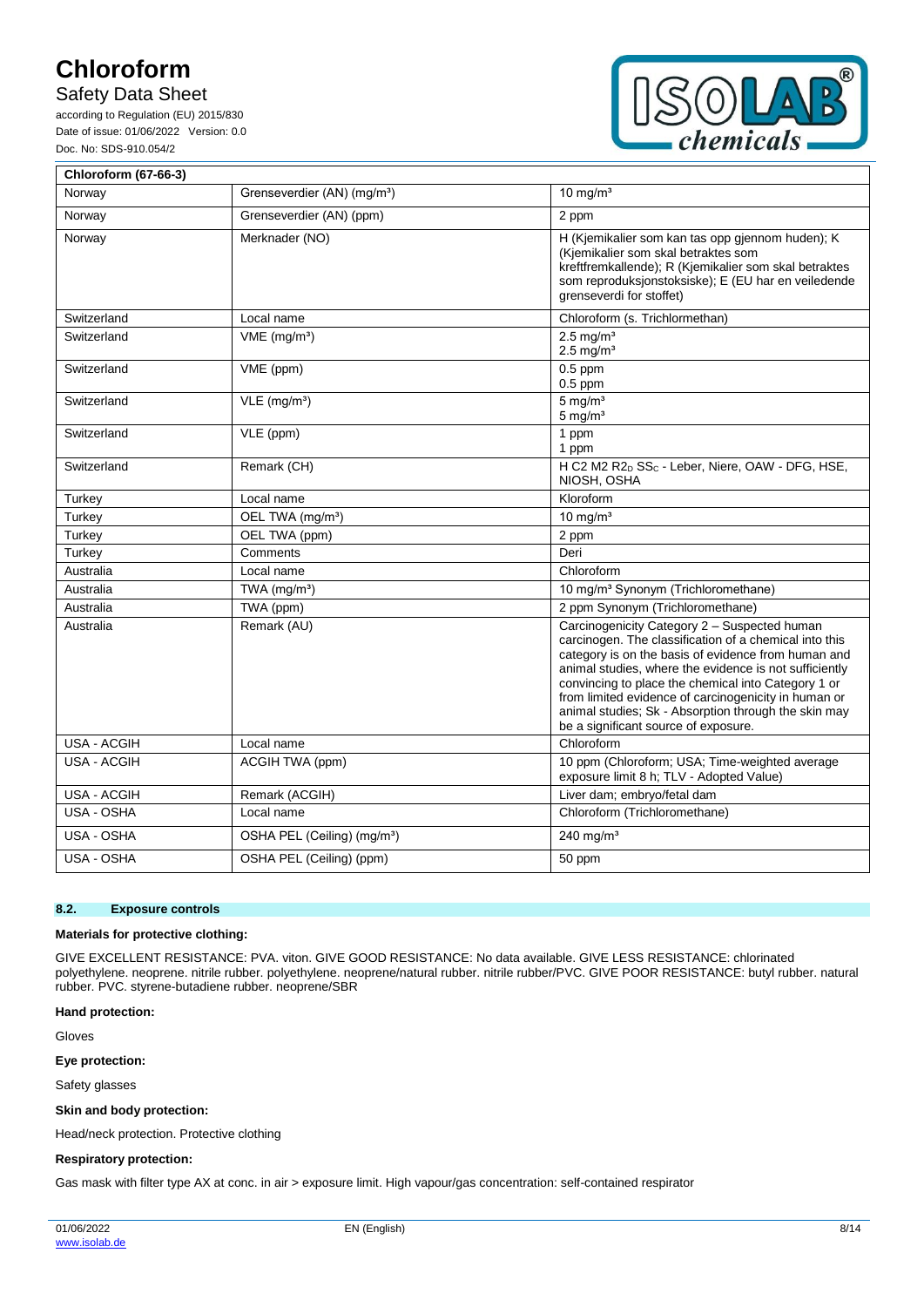| Chloroform (67-66-3) | | |
|---|---|---|
| Norway | Grenseverdier (AN) (mg/m³) | 10 mg/m³ |
| Norway | Grenseverdier (AN) (ppm) | 2 ppm |
| Norway | Merknader (NO) | H (Kjemikalier som kan tas opp gjennom huden); K (Kjemikalier som skal betraktes som kreftfremkallende); R (Kjemikalier som skal betraktes som reproduksjonstoksiske); E (EU har en veiledende grenseverdi for stoffet) |
| Switzerland | Local name | Chloroform (s. Trichlormethan) |
| Switzerland | VME (mg/m³) | 2.5 mg/m³ 2.5 mg/m³ |
| Switzerland | VME (ppm) | 0.5 ppm 0.5 ppm |
| Switzerland | VLE (mg/m³) | 5 mg/m³ 5 mg/m³ |
| Switzerland | VLE (ppm) | 1 ppm 1 ppm |
| Switzerland | Remark (CH) | H C2 M2 $R2_D$ $SS_C$ - Leber, Niere, OAW - DFG, HSE, NIOSH, OSHA |
| Turkey | Local name | Kloroform |
| Turkey | OEL TWA (mg/m³) | 10 mg/m³ |
| Turkey | OEL TWA (ppm) | 2 ppm |
| Turkey | Comments | Deri |
| Australia | Local name | Chloroform |
| Australia | TWA (mg/m³) | 10 mg/m³ Synonym (Trichloromethane) |
| Australia | TWA (ppm) | 2 ppm Synonym (Trichloromethane) |
| Australia | Remark (AU) | Carcinogenicity Category 2 – Suspected human carcinogen. The classification of a chemical into this category is on the basis of evidence from human and animal studies, where the evidence is not sufficiently convincing to place the chemical into Category 1 or from limited evidence of carcinogenicity in human or animal studies; Sk - Absorption through the skin may be a significant source of exposure. |
| USA - ACGIH | Local name | Chloroform |
| USA - ACGIH | ACGIH TWA (ppm) | 10 ppm (Chloroform; USA; Time-weighted average exposure limit 8 h; TLV - Adopted Value) |
| USA - ACGIH | Remark (ACGIH) | Liver dam; embryo/fetal dam |
| USA - OSHA | Local name | Chloroform (Trichloromethane) |
| USA - OSHA | OSHA PEL (Ceiling) (mg/m³) | 240 mg/m³ |
| USA - OSHA | OSHA PEL (Ceiling) (ppm) | 50 ppm |

### 8.2. Exposure controls

**Materials for protective clothing:**

GIVE EXCELLENT RESISTANCE: PVA. viton. GIVE GOOD RESISTANCE: No data available. GIVE LESS RESISTANCE: chlorinated polyethylene. neoprene. nitrile rubber. polyethylene. neoprene/natural rubber. nitrile rubber/PVC. GIVE POOR RESISTANCE: butyl rubber. natural rubber. PVC. styrene-butadiene rubber. neoprene/SBR

**Hand protection:**

Gloves

**Eye protection:**

Safety glasses

**Skin and body protection:**

Head/neck protection. Protective clothing

**Respiratory protection:**

Gas mask with filter type AX at conc. in air > exposure limit. High vapour/gas concentration: self-contained respirator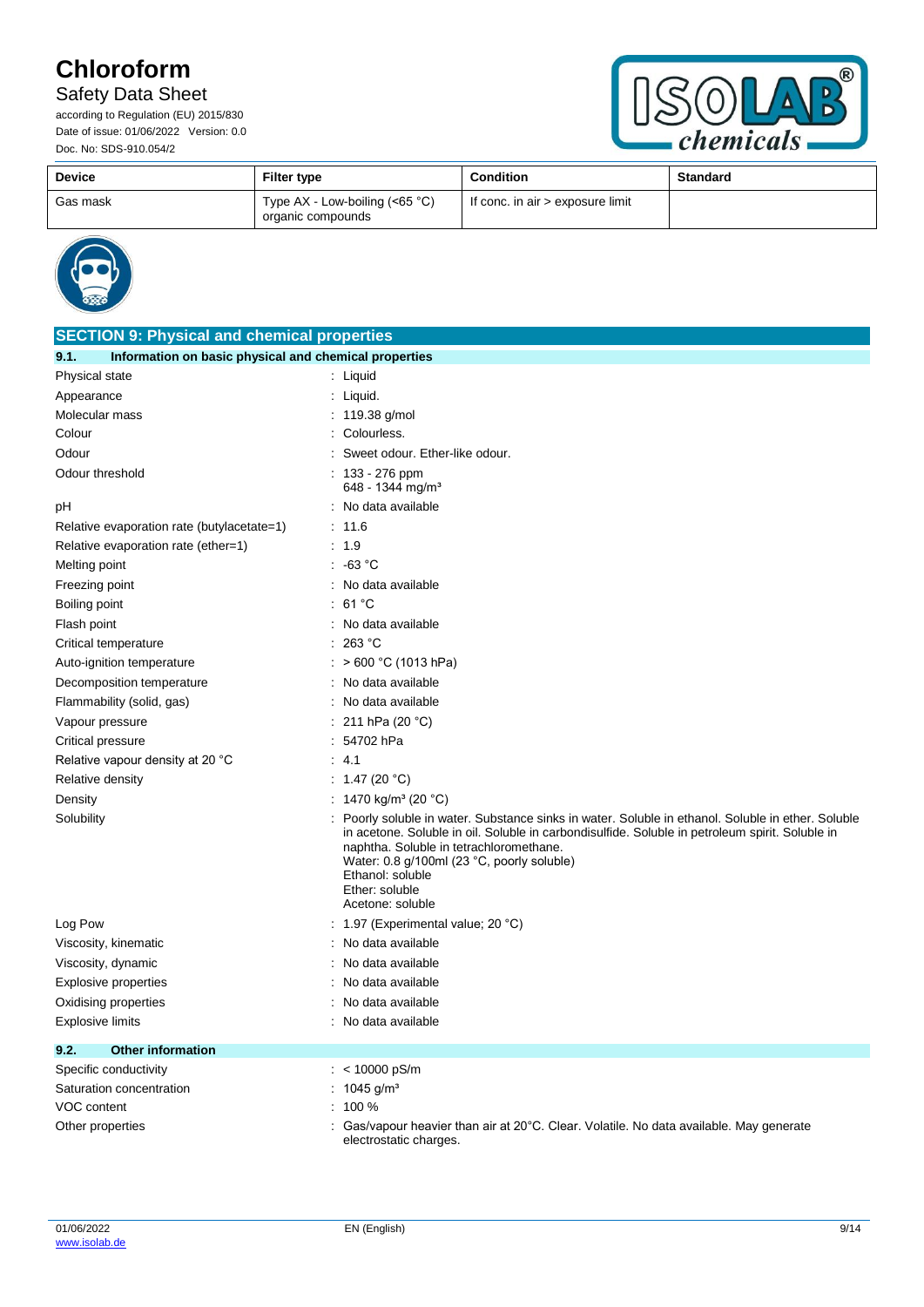| Device | Filter type | Condition | Standard |
| --- | --- | --- | --- |
| Gas mask | Type AX - Low-boiling (<65 °C) organic compounds | If conc. in air > exposure limit | |

## SECTION 9: Physical and chemical properties

### 9.1. Information on basic physical and chemical properties

| | |
| --- | --- |
| Physical state | : Liquid |
| Appearance | : Liquid. |
| Molecular mass | : 119.38 g/mol |
| Colour | : Colourless. |
| Odour | : Sweet odour. Ether-like odour. |
| Odour threshold | : 133 - 276 ppm<br>648 - 1344 mg/m³ |
| pH | : No data available |
| Relative evaporation rate (butylacetate=1) | : 11.6 |
| Relative evaporation rate (ether=1) | : 1.9 |
| Melting point | : -63 °C |
| Freezing point | : No data available |
| Boiling point | : 61 °C |
| Flash point | : No data available |
| Critical temperature | : 263 °C |
| Auto-ignition temperature | : > 600 °C (1013 hPa) |
| Decomposition temperature | : No data available |
| Flammability (solid, gas) | : No data available |
| Vapour pressure | : 211 hPa (20 °C) |
| Critical pressure | : 54702 hPa |
| Relative vapour density at 20 °C | : 4.1 |
| Relative density | : 1.47 (20 °C) |
| Density | : 1470 kg/m³ (20 °C) |
| Solubility | : Poorly soluble in water. Substance sinks in water. Soluble in ethanol. Soluble in ether. Soluble in acetone. Soluble in oil. Soluble in carbondisulfide. Soluble in petroleum spirit. Soluble in naphtha. Soluble in tetrachloromethane.<br>Water: 0.8 g/100ml (23 °C, poorly soluble)<br>Ethanol: soluble<br>Ether: soluble<br>Acetone: soluble |
| Log Pow | : 1.97 (Experimental value; 20 °C) |
| Viscosity, kinematic | : No data available |
| Viscosity, dynamic | : No data available |
| Explosive properties | : No data available |
| Oxidising properties | : No data available |
| Explosive limits | : No data available |

### 9.2. Other information

| | |
| --- | --- |
| Specific conductivity | : < 10000 pS/m |
| Saturation concentration | : 1045 g/m³ |
| VOC content | : 100 % |
| Other properties | : Gas/vapour heavier than air at 20°C. Clear. Volatile. No data available. May generate electrostatic charges. |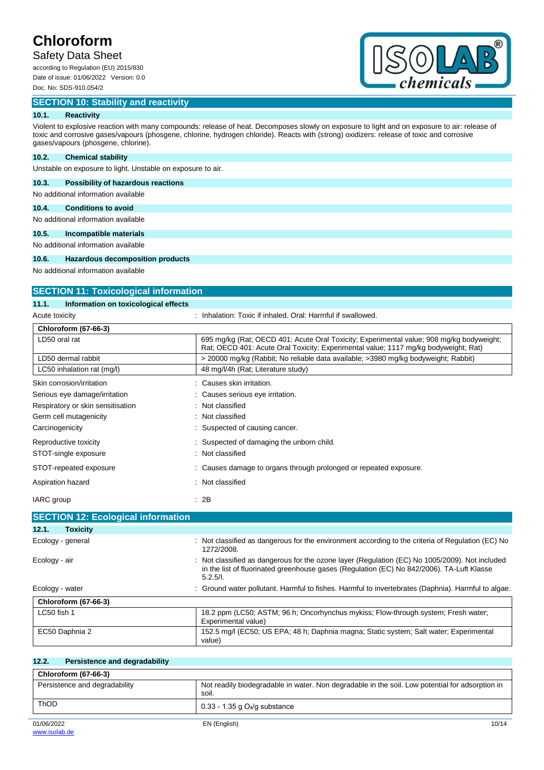## SECTION 10: Stability and reactivity

### 10.1. Reactivity

Violent to explosive reaction with many compounds: release of heat. Decomposes slowly on exposure to light and on exposure to air: release of toxic and corrosive gases/vapours (phosgene, chlorine, hydrogen chloride). Reacts with (strong) oxidizers: release of toxic and corrosive gases/vapours (phosgene, chlorine).

### 10.2. Chemical stability

Unstable on exposure to light. Unstable on exposure to air.

### 10.3. Possibility of hazardous reactions

No additional information available

### 10.4. Conditions to avoid

No additional information available

### 10.5. Incompatible materials

No additional information available

### 10.6. Hazardous decomposition products

No additional information available

## SECTION 11: Toxicological information

### 11.1. Information on toxicological effects

Acute toxicity : Inhalation: Toxic if inhaled. Oral: Harmful if swallowed.

| Chloroform (67-66-3) | |
|---|---|
| LD50 oral rat | 695 mg/kg (Rat; OECD 401: Acute Oral Toxicity; Experimental value; 908 mg/kg bodyweight; Rat; OECD 401: Acute Oral Toxicity; Experimental value; 1117 mg/kg bodyweight; Rat) |
| LD50 dermal rabbit | > 20000 mg/kg (Rabbit; No reliable data available; >3980 mg/kg bodyweight; Rabbit) |
| LC50 inhalation rat (mg/l) | 48 mg/l/4h (Rat; Literature study) |

Skin corrosion/irritation : Causes skin irritation.

Serious eye damage/irritation : Causes serious eye irritation.

Respiratory or skin sensitisation : Not classified

Germ cell mutagenicity : Not classified

Carcinogenicity : Suspected of causing cancer.

Reproductive toxicity : Suspected of damaging the unborn child.

STOT-single exposure : Not classified

STOT-repeated exposure : Causes damage to organs through prolonged or repeated exposure.

Aspiration hazard : Not classified

IARC group : 2B

## SECTION 12: Ecological information

### 12.1. Toxicity

Ecology - general : Not classified as dangerous for the environment according to the criteria of Regulation (EC) No 1272/2008.

Ecology - air : Not classified as dangerous for the ozone layer (Regulation (EC) No 1005/2009). Not included in the list of fluorinated greenhouse gases (Regulation (EC) No 842/2006). TA-Luft Klasse 5.2.5/I.

Ecology - water : Ground water pollutant. Harmful to fishes. Harmful to invertebrates (Daphnia). Harmful to algae.

| Chloroform (67-66-3) | |
|---|---|
| LC50 fish 1 | 18.2 ppm (LC50; ASTM; 96 h; Oncorhynchus mykiss; Flow-through system; Fresh water; Experimental value) |
| EC50 Daphnia 2 | 152.5 mg/l (EC50; US EPA; 48 h; Daphnia magna; Static system; Salt water; Experimental value) |

### 12.2. Persistence and degradability

| Chloroform (67-66-3) | |
|---|---|
| Persistence and degradability | Not readily biodegradable in water. Non degradable in the soil. Low potential for adsorption in soil. |
| ThOD | 0.33 - 1.35 g $O_2$/g substance |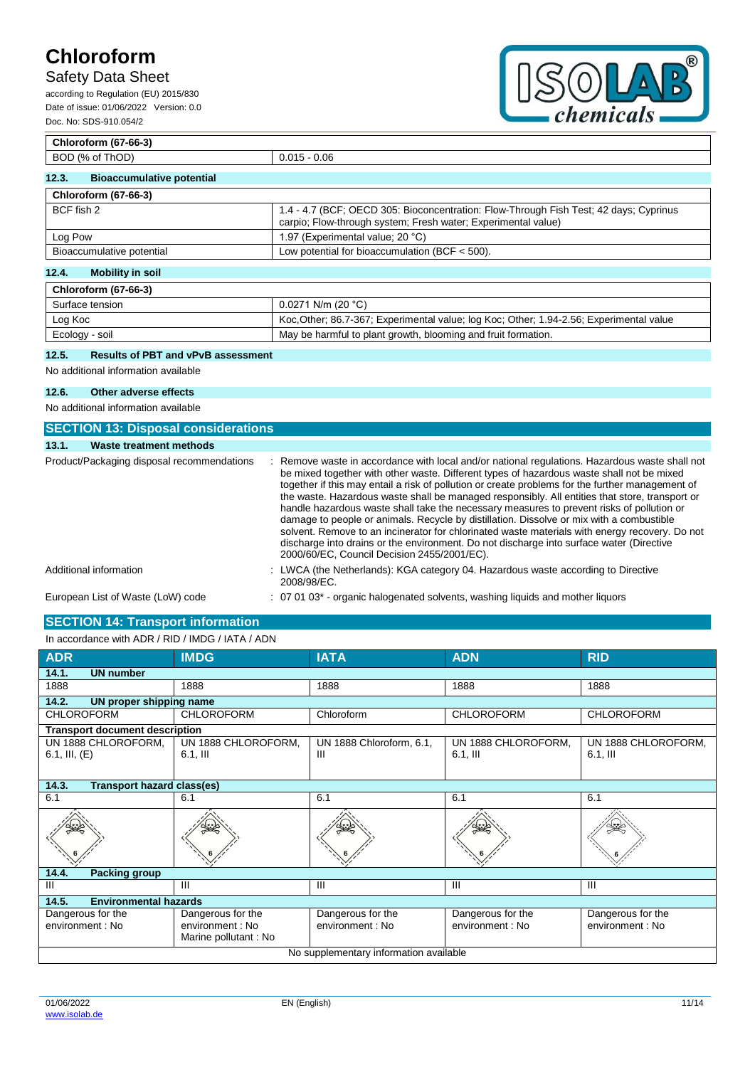| Chloroform (67-66-3) | |
|---|---|
| BOD (% of ThOD) | 0.015 - 0.06 |

### 12.3. Bioaccumulative potential

| Chloroform (67-66-3) | |
|---|---|
| BCF fish 2 | 1.4 - 4.7 (BCF; OECD 305: Bioconcentration: Flow-Through Fish Test; 42 days; Cyprinus carpio; Flow-through system; Fresh water; Experimental value) |
| Log Pow | 1.97 (Experimental value; 20 °C) |
| Bioaccumulative potential | Low potential for bioaccumulation (BCF < 500). |

### 12.4. Mobility in soil

| Chloroform (67-66-3) | |
|---|---|
| Surface tension | 0.0271 N/m (20 °C) |
| Log Koc | Koc,Other; 86.7-367; Experimental value; log Koc; Other; 1.94-2.56; Experimental value |
| Ecology - soil | May be harmful to plant growth, blooming and fruit formation. |

### 12.5. Results of PBT and vPvB assessment

No additional information available

### 12.6. Other adverse effects

No additional information available

## SECTION 13: Disposal considerations

### 13.1. Waste treatment methods

Product/Packaging disposal recommendations : Remove waste in accordance with local and/or national regulations. Hazardous waste shall not be mixed together with other waste. Different types of hazardous waste shall not be mixed together if this may entail a risk of pollution or create problems for the further management of the waste. Hazardous waste shall be managed responsibly. All entities that store, transport or handle hazardous waste shall take the necessary measures to prevent risks of pollution or damage to people or animals. Recycle by distillation. Dissolve or mix with a combustible solvent. Remove to an incinerator for chlorinated waste materials with energy recovery. Do not discharge into drains or the environment. Do not discharge into surface water (Directive 2000/60/EC, Council Decision 2455/2001/EC).

Additional information : LWCA (the Netherlands): KGA category 04. Hazardous waste according to Directive 2008/98/EC.

European List of Waste (LoW) code : 07 01 03* - organic halogenated solvents, washing liquids and mother liquors

## SECTION 14: Transport information

In accordance with ADR / RID / IMDG / IATA / ADN

| ADR | IMDG | IATA | ADN | RID |
|---|---|---|---|---|
| **14.1. UN number** | | | | |
| 1888 | 1888 | 1888 | 1888 | 1888 |
| **14.2. UN proper shipping name** | | | | |
| CHLOROFORM | CHLOROFORM | Chloroform | CHLOROFORM | CHLOROFORM |
| **Transport document description** | | | | |
| UN 1888 CHLOROFORM, 6.1, III, (E) | UN 1888 CHLOROFORM, 6.1, III | UN 1888 Chloroform, 6.1, III | UN 1888 CHLOROFORM, 6.1, III | UN 1888 CHLOROFORM, 6.1, III |
| **14.3. Transport hazard class(es)** | | | | |
| 6.1 | 6.1 | 6.1 | 6.1 | 6.1 |
| **14.4. Packing group** | | | | |
| III | III | III | III | III |
| **14.5. Environmental hazards** | | | | |
| Dangerous for the environment : No | Dangerous for the environment : No<br>Marine pollutant : No | Dangerous for the environment : No | Dangerous for the environment : No | Dangerous for the environment : No |
| No supplementary information available | | | | |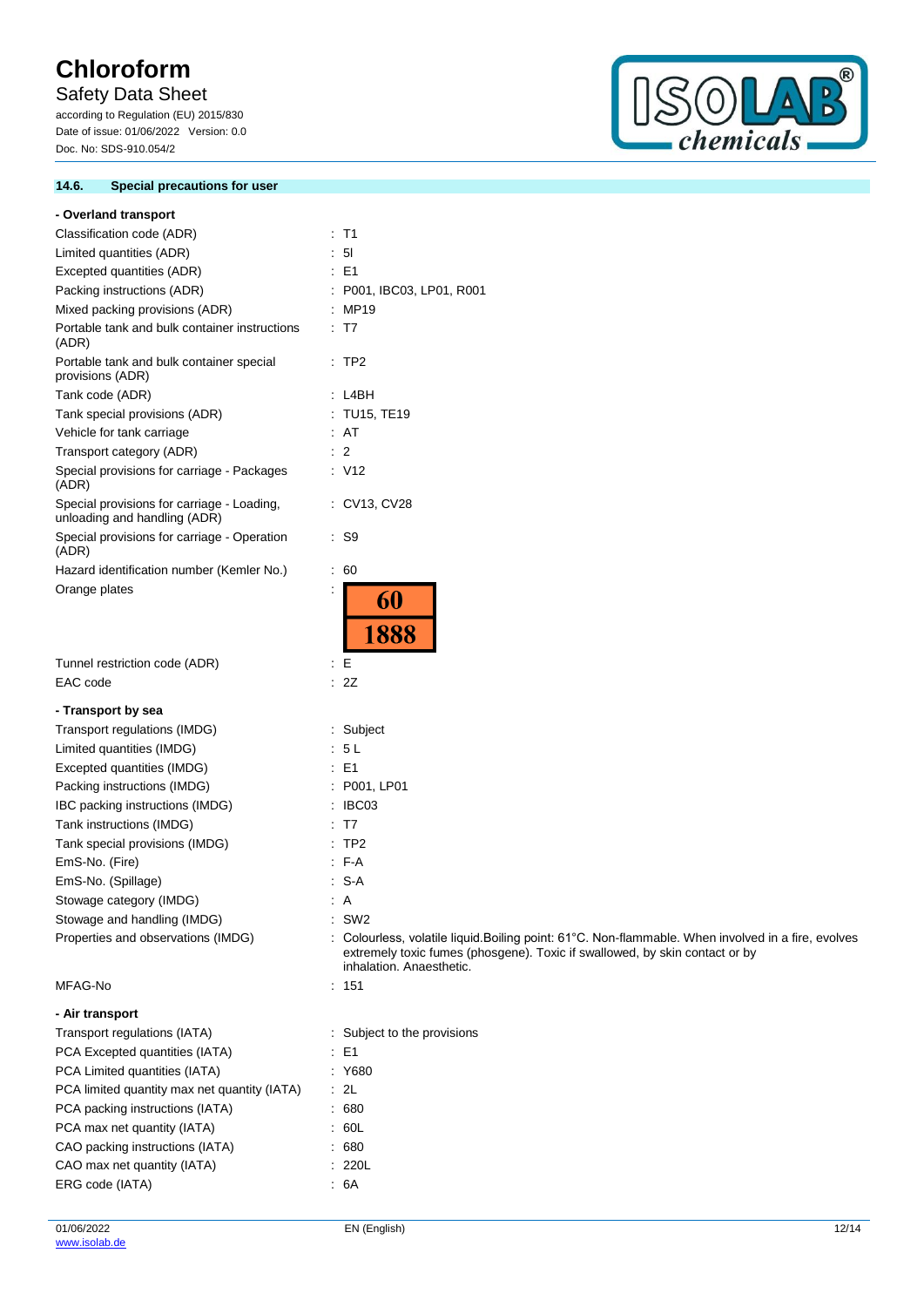### 14.6. Special precautions for user

**- Overland transport**

| | |
|---|---|
| Classification code (ADR) | : T1 |
| Limited quantities (ADR) | : 5l |
| Excepted quantities (ADR) | : E1 |
| Packing instructions (ADR) | : P001, IBC03, LP01, R001 |
| Mixed packing provisions (ADR) | : MP19 |
| Portable tank and bulk container instructions (ADR) | : T7 |
| Portable tank and bulk container special provisions (ADR) | : TP2 |
| Tank code (ADR) | : L4BH |
| Tank special provisions (ADR) | : TU15, TE19 |
| Vehicle for tank carriage | : AT |
| Transport category (ADR) | : 2 |
| Special provisions for carriage - Packages (ADR) | : V12 |
| Special provisions for carriage - Loading, unloading and handling (ADR) | : CV13, CV28 |
| Special provisions for carriage - Operation (ADR) | : S9 |
| Hazard identification number (Kemler No.) | : 60 |
| Orange plates | : 60 / 1888 |
| Tunnel restriction code (ADR) | : E |
| EAC code | : 2Z |

**- Transport by sea**

| | |
|---|---|
| Transport regulations (IMDG) | : Subject |
| Limited quantities (IMDG) | : 5 L |
| Excepted quantities (IMDG) | : E1 |
| Packing instructions (IMDG) | : P001, LP01 |
| IBC packing instructions (IMDG) | : IBC03 |
| Tank instructions (IMDG) | : T7 |
| Tank special provisions (IMDG) | : TP2 |
| EmS-No. (Fire) | : F-A |
| EmS-No. (Spillage) | : S-A |
| Stowage category (IMDG) | : A |
| Stowage and handling (IMDG) | : SW2 |
| Properties and observations (IMDG) | : Colourless, volatile liquid.Boiling point: 61°C. Non-flammable. When involved in a fire, evolves extremely toxic fumes (phosgene). Toxic if swallowed, by skin contact or by inhalation. Anaesthetic. |
| MFAG-No | : 151 |

**- Air transport**

| | |
|---|---|
| Transport regulations (IATA) | : Subject to the provisions |
| PCA Excepted quantities (IATA) | : E1 |
| PCA Limited quantities (IATA) | : Y680 |
| PCA limited quantity max net quantity (IATA) | : 2L |
| PCA packing instructions (IATA) | : 680 |
| PCA max net quantity (IATA) | : 60L |
| CAO packing instructions (IATA) | : 680 |
| CAO max net quantity (IATA) | : 220L |
| ERG code (IATA) | : 6A |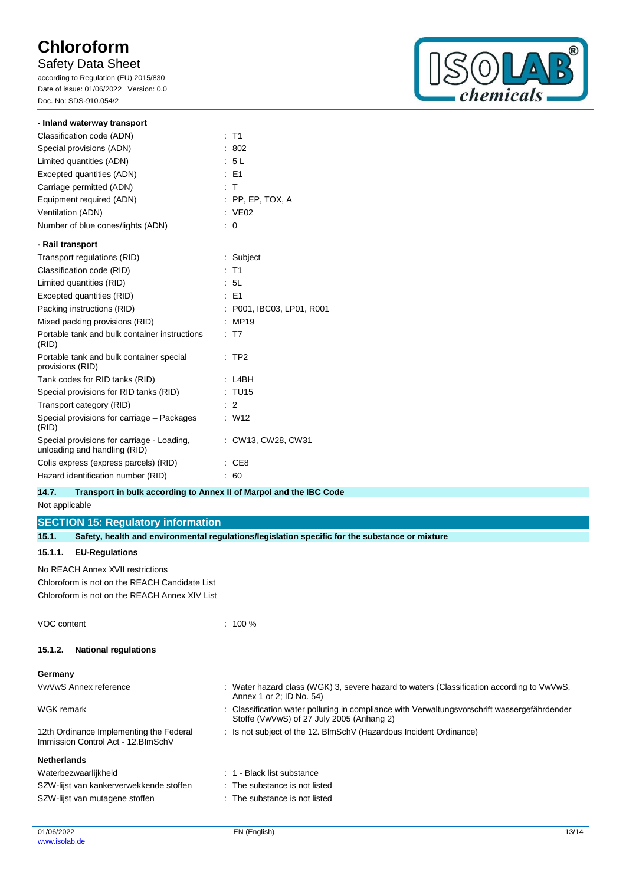**- Inland waterway transport**

| | |
|---|---|
| Classification code (ADN) | : T1 |
| Special provisions (ADN) | : 802 |
| Limited quantities (ADN) | : 5 L |
| Excepted quantities (ADN) | : E1 |
| Carriage permitted (ADN) | : T |
| Equipment required (ADN) | : PP, EP, TOX, A |
| Ventilation (ADN) | : VE02 |
| Number of blue cones/lights (ADN) | : 0 |

**- Rail transport**

| | |
|---|---|
| Transport regulations (RID) | : Subject |
| Classification code (RID) | : T1 |
| Limited quantities (RID) | : 5L |
| Excepted quantities (RID) | : E1 |
| Packing instructions (RID) | : P001, IBC03, LP01, R001 |
| Mixed packing provisions (RID) | : MP19 |
| Portable tank and bulk container instructions (RID) | : T7 |
| Portable tank and bulk container special provisions (RID) | : TP2 |
| Tank codes for RID tanks (RID) | : L4BH |
| Special provisions for RID tanks (RID) | : TU15 |
| Transport category (RID) | : 2 |
| Special provisions for carriage – Packages (RID) | : W12 |
| Special provisions for carriage - Loading, unloading and handling (RID) | : CW13, CW28, CW31 |
| Colis express (express parcels) (RID) | : CE8 |
| Hazard identification number (RID) | : 60 |

### 14.7. Transport in bulk according to Annex II of Marpol and the IBC Code

Not applicable

## SECTION 15: Regulatory information

### 15.1. Safety, health and environmental regulations/legislation specific for the substance or mixture

#### 15.1.1. EU-Regulations

No REACH Annex XVII restrictions

Chloroform is not on the REACH Candidate List

Chloroform is not on the REACH Annex XIV List

| | |
|---|---|
| VOC content | : 100 % |

#### 15.1.2. National regulations

**Germany**

| | |
|---|---|
| VwVwS Annex reference | : Water hazard class (WGK) 3, severe hazard to waters (Classification according to VwVwS, Annex 1 or 2; ID No. 54) |
| WGK remark | : Classification water polluting in compliance with Verwaltungsvorschrift wassergefährdender Stoffe (VwVwS) of 27 July 2005 (Anhang 2) |
| 12th Ordinance Implementing the Federal Immission Control Act - 12.BImSchV | : Is not subject of the 12. BlmSchV (Hazardous Incident Ordinance) |

**Netherlands**

| | |
|---|---|
| Waterbezwaarlijkheid | : 1 - Black list substance |
| SZW-lijst van kankerverwekkende stoffen | : The substance is not listed |
| SZW-lijst van mutagene stoffen | : The substance is not listed |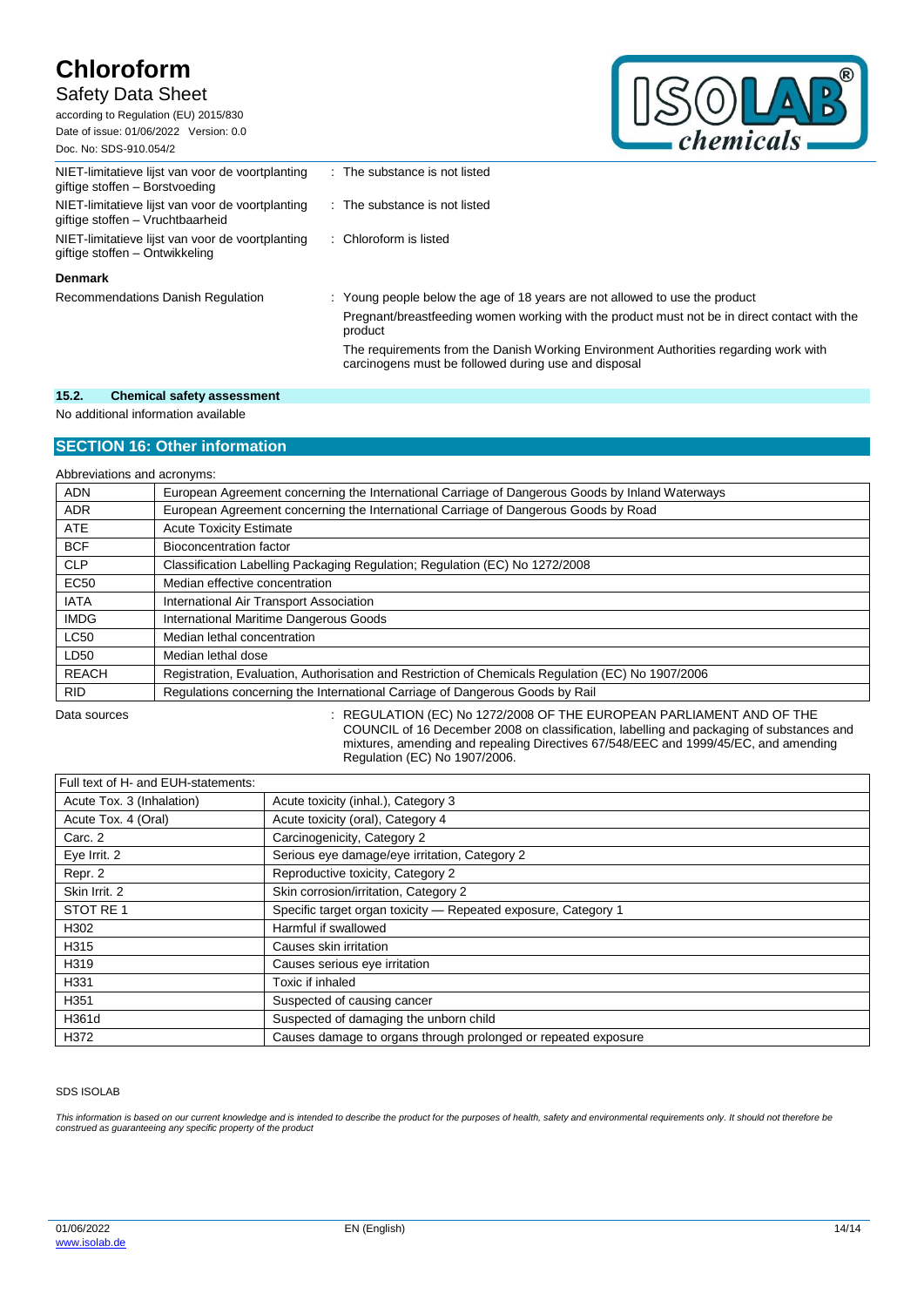| | |
|---|---|
| NIET-limitatieve lijst van voor de voortplanting giftige stoffen – Borstvoeding | : The substance is not listed |
| NIET-limitatieve lijst van voor de voortplanting giftige stoffen – Vruchtbaarheid | : The substance is not listed |
| NIET-limitatieve lijst van voor de voortplanting giftige stoffen – Ontwikkeling | : Chloroform is listed |

**Denmark**

Recommendations Danish Regulation : Young people below the age of 18 years are not allowed to use the product

Pregnant/breastfeeding women working with the product must not be in direct contact with the product

The requirements from the Danish Working Environment Authorities regarding work with carcinogens must be followed during use and disposal

### 15.2. Chemical safety assessment

No additional information available

## SECTION 16: Other information

Abbreviations and acronyms:

| | |
|---|---|
| ADN | European Agreement concerning the International Carriage of Dangerous Goods by Inland Waterways |
| ADR | European Agreement concerning the International Carriage of Dangerous Goods by Road |
| ATE | Acute Toxicity Estimate |
| BCF | Bioconcentration factor |
| CLP | Classification Labelling Packaging Regulation; Regulation (EC) No 1272/2008 |
| EC50 | Median effective concentration |
| IATA | International Air Transport Association |
| IMDG | International Maritime Dangerous Goods |
| LC50 | Median lethal concentration |
| LD50 | Median lethal dose |
| REACH | Registration, Evaluation, Authorisation and Restriction of Chemicals Regulation (EC) No 1907/2006 |
| RID | Regulations concerning the International Carriage of Dangerous Goods by Rail |

Data sources : REGULATION (EC) No 1272/2008 OF THE EUROPEAN PARLIAMENT AND OF THE COUNCIL of 16 December 2008 on classification, labelling and packaging of substances and mixtures, amending and repealing Directives 67/548/EEC and 1999/45/EC, and amending Regulation (EC) No 1907/2006.

| Full text of H- and EUH-statements: | |
|---|---|
| Acute Tox. 3 (Inhalation) | Acute toxicity (inhal.), Category 3 |
| Acute Tox. 4 (Oral) | Acute toxicity (oral), Category 4 |
| Carc. 2 | Carcinogenicity, Category 2 |
| Eye Irrit. 2 | Serious eye damage/eye irritation, Category 2 |
| Repr. 2 | Reproductive toxicity, Category 2 |
| Skin Irrit. 2 | Skin corrosion/irritation, Category 2 |
| STOT RE 1 | Specific target organ toxicity — Repeated exposure, Category 1 |
| H302 | Harmful if swallowed |
| H315 | Causes skin irritation |
| H319 | Causes serious eye irritation |
| H331 | Toxic if inhaled |
| H351 | Suspected of causing cancer |
| H361d | Suspected of damaging the unborn child |
| H372 | Causes damage to organs through prolonged or repeated exposure |

SDS ISOLAB

*This information is based on our current knowledge and is intended to describe the product for the purposes of health, safety and environmental requirements only. It should not therefore be construed as guaranteeing any specific property of the product*